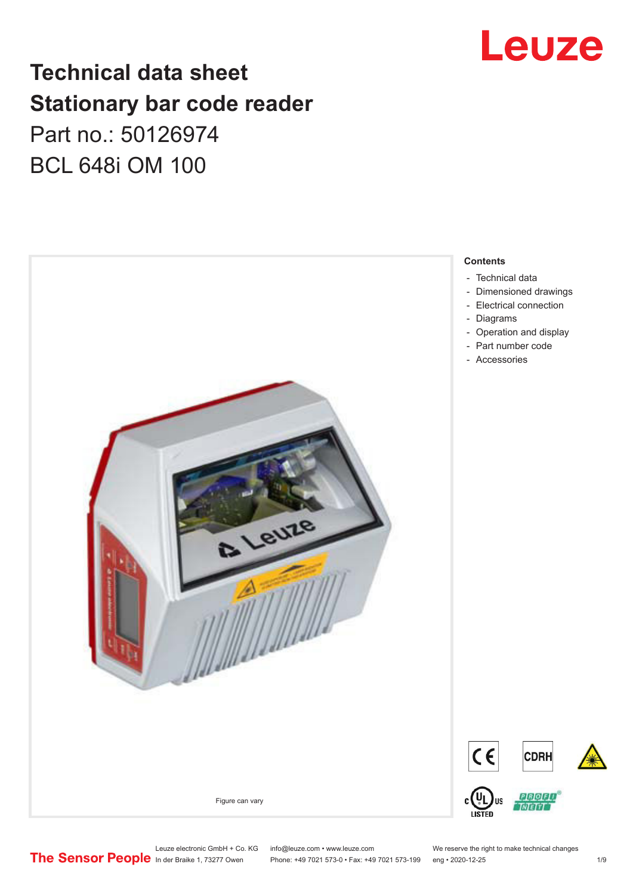# Technical data sheet
# Stationary bar code reader

Part no.: 50126974

BCL 648i OM 100

Figure can vary

**Contents**

- Technical data
- Dimensioned drawings
- Electrical connection
- Diagrams
- Operation and display
- Part number code
- Accessories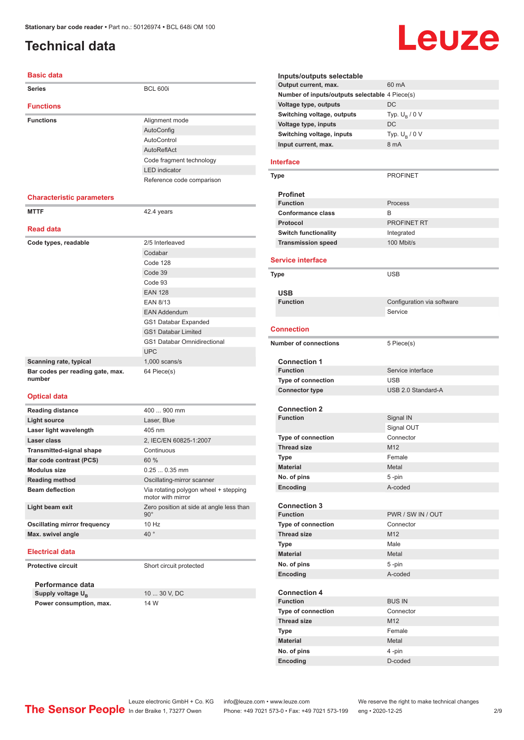# Technical data

## Basic data

| | |
|---|---|
| **Series** | BCL 600i |

## Functions

| | |
|---|---|
| **Functions** | Alignment mode |
| | AutoConfig |
| | AutoControl |
| | AutoReflAct |
| | Code fragment technology |
| | LED indicator |
| | Reference code comparison |

## Characteristic parameters

| | |
|---|---|
| **MTTF** | 42.4 years |

## Read data

| | |
|---|---|
| **Code types, readable** | 2/5 Interleaved |
| | Codabar |
| | Code 128 |
| | Code 39 |
| | Code 93 |
| | EAN 128 |
| | EAN 8/13 |
| | EAN Addendum |
| | GS1 Databar Expanded |
| | GS1 Databar Limited |
| | GS1 Databar Omnidirectional |
| | UPC |
| **Scanning rate, typical** | 1,000 scans/s |
| **Bar codes per reading gate, max. number** | 64 Piece(s) |

## Optical data

| | |
|---|---|
| **Reading distance** | 400 ... 900 mm |
| **Light source** | Laser, Blue |
| **Laser light wavelength** | 405 nm |
| **Laser class** | 2, IEC/EN 60825-1:2007 |
| **Transmitted-signal shape** | Continuous |
| **Bar code contrast (PCS)** | 60 % |
| **Modulus size** | 0.25 ... 0.35 mm |
| **Reading method** | Oscillating-mirror scanner |
| **Beam deflection** | Via rotating polygon wheel + stepping motor with mirror |
| **Light beam exit** | Zero position at side at angle less than 90° |
| **Oscillating mirror frequency** | 10 Hz |
| **Max. swivel angle** | 40 ° |

## Electrical data

| | |
|---|---|
| **Protective circuit** | Short circuit protected |

### Performance data

| | |
|---|---|
| **Supply voltage $U_B$** | 10 ... 30 V, DC |
| **Power consumption, max.** | 14 W |

### Inputs/outputs selectable

| | |
|---|---|
| **Output current, max.** | 60 mA |
| **Number of inputs/outputs selectable** | 4 Piece(s) |
| **Voltage type, outputs** | DC |
| **Switching voltage, outputs** | Typ. $U_B$ / 0 V |
| **Voltage type, inputs** | DC |
| **Switching voltage, inputs** | Typ. $U_B$ / 0 V |
| **Input current, max.** | 8 mA |

## Interface

| | |
|---|---|
| **Type** | PROFINET |

### Profinet

| | |
|---|---|
| **Function** | Process |
| **Conformance class** | B |
| **Protocol** | PROFINET RT |
| **Switch functionality** | Integrated |
| **Transmission speed** | 100 Mbit/s |

## Service interface

| | |
|---|---|
| **Type** | USB |

### USB

| | |
|---|---|
| **Function** | Configuration via software |
| | Service |

## Connection

| | |
|---|---|
| **Number of connections** | 5 Piece(s) |

### Connection 1

| | |
|---|---|
| **Function** | Service interface |
| **Type of connection** | USB |
| **Connector type** | USB 2.0 Standard-A |

### Connection 2

| | |
|---|---|
| **Function** | Signal IN |
| | Signal OUT |
| **Type of connection** | Connector |
| **Thread size** | M12 |
| **Type** | Female |
| **Material** | Metal |
| **No. of pins** | 5 -pin |
| **Encoding** | A-coded |

### Connection 3

| | |
|---|---|
| **Function** | PWR / SW IN / OUT |
| **Type of connection** | Connector |
| **Thread size** | M12 |
| **Type** | Male |
| **Material** | Metal |
| **No. of pins** | 5 -pin |
| **Encoding** | A-coded |

### Connection 4

| | |
|---|---|
| **Function** | BUS IN |
| **Type of connection** | Connector |
| **Thread size** | M12 |
| **Type** | Female |
| **Material** | Metal |
| **No. of pins** | 4 -pin |
| **Encoding** | D-coded |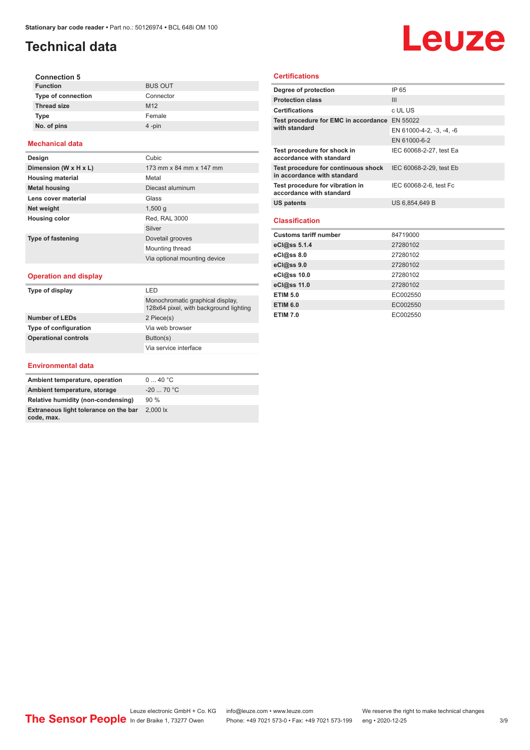# Technical data

### Connection 5

| | |
|---|---|
| **Function** | BUS OUT |
| **Type of connection** | Connector |
| **Thread size** | M12 |
| **Type** | Female |
| **No. of pins** | 4 -pin |

## Mechanical data

| | |
|---|---|
| **Design** | Cubic |
| **Dimension (W x H x L)** | 173 mm x 84 mm x 147 mm |
| **Housing material** | Metal |
| **Metal housing** | Diecast aluminum |
| **Lens cover material** | Glass |
| **Net weight** | 1,500 g |
| **Housing color** | Red, RAL 3000 |
| | Silver |
| **Type of fastening** | Dovetail grooves |
| | Mounting thread |
| | Via optional mounting device |

## Operation and display

| | |
|---|---|
| **Type of display** | LED |
| | Monochromatic graphical display, 128x64 pixel, with background lighting |
| **Number of LEDs** | 2 Piece(s) |
| **Type of configuration** | Via web browser |
| **Operational controls** | Button(s) |
| | Via service interface |

## Environmental data

| | |
|---|---|
| **Ambient temperature, operation** | 0 ... 40 °C |
| **Ambient temperature, storage** | -20 ... 70 °C |
| **Relative humidity (non-condensing)** | 90 % |
| **Extraneous light tolerance on the bar code, max.** | 2,000 lx |

## Certifications

| | |
|---|---|
| **Degree of protection** | IP 65 |
| **Protection class** | III |
| **Certifications** | c UL US |
| **Test procedure for EMC in accordance with standard** | EN 55022 |
| | EN 61000-4-2, -3, -4, -6 |
| | EN 61000-6-2 |
| **Test procedure for shock in accordance with standard** | IEC 60068-2-27, test Ea |
| **Test procedure for continuous shock in accordance with standard** | IEC 60068-2-29, test Eb |
| **Test procedure for vibration in accordance with standard** | IEC 60068-2-6, test Fc |
| **US patents** | US 6,854,649 B |

## Classification

| | |
|---|---|
| **Customs tariff number** | 84719000 |
| **eCl@ss 5.1.4** | 27280102 |
| **eCl@ss 8.0** | 27280102 |
| **eCl@ss 9.0** | 27280102 |
| **eCl@ss 10.0** | 27280102 |
| **eCl@ss 11.0** | 27280102 |
| **ETIM 5.0** | EC002550 |
| **ETIM 6.0** | EC002550 |
| **ETIM 7.0** | EC002550 |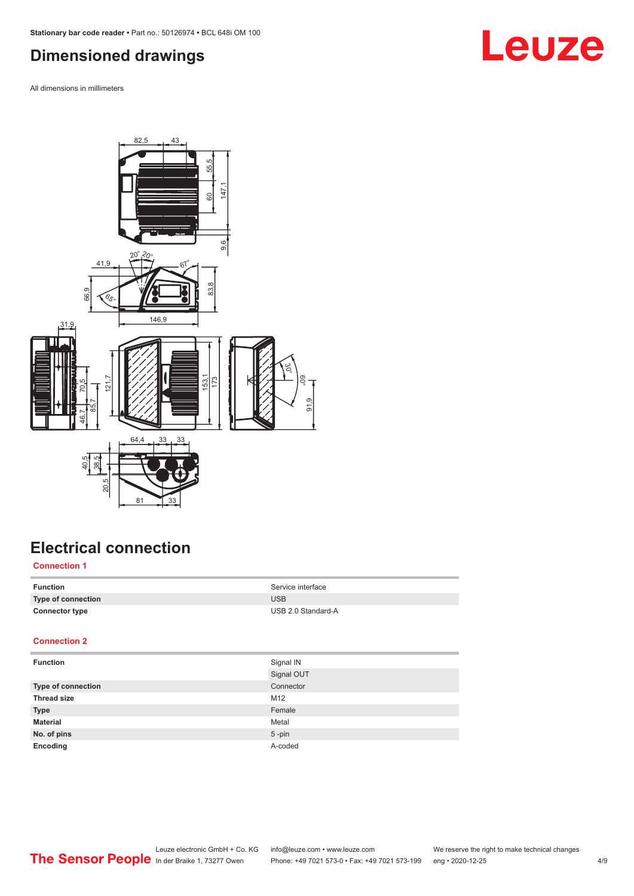# Dimensioned drawings

All dimensions in millimeters

# Electrical connection

### Connection 1

| Function | Service interface |
|---|---|
| Type of connection | USB |
| Connector type | USB 2.0 Standard-A |

### Connection 2

| Function | Signal IN<br>Signal OUT |
|---|---|
| Type of connection | Connector |
| Thread size | M12 |
| Type | Female |
| Material | Metal |
| No. of pins | 5 -pin |
| Encoding | A-coded |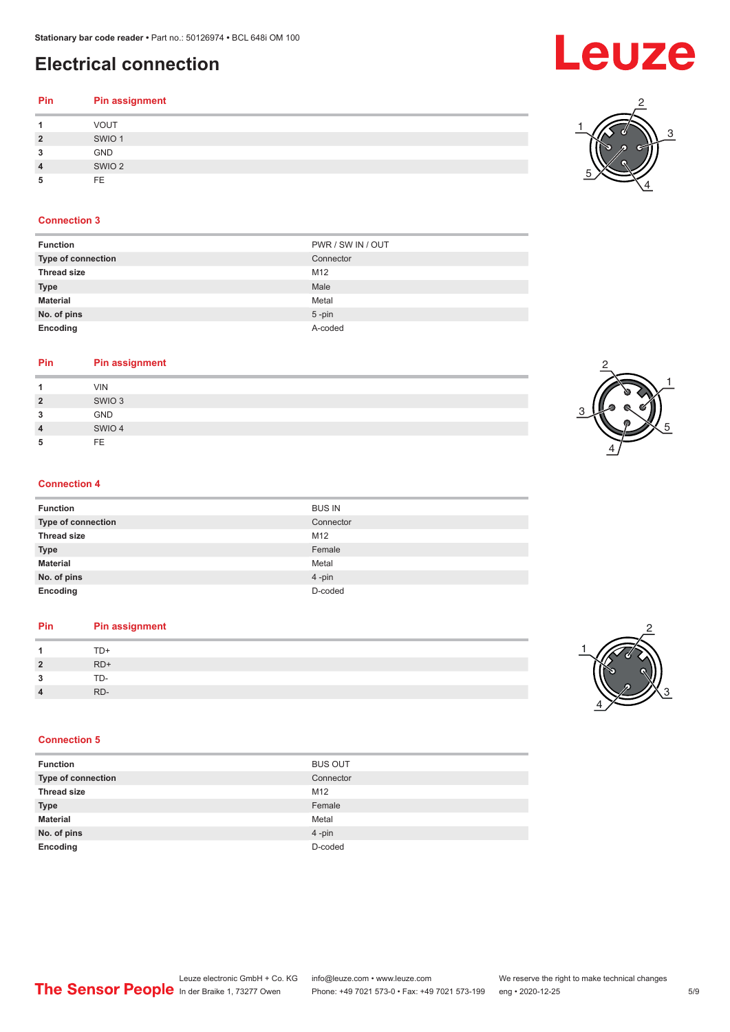# Electrical connection

| Pin | Pin assignment |
|---|---|
| 1 | VOUT |
| 2 | SWIO 1 |
| 3 | GND |
| 4 | SWIO 2 |
| 5 | FE |

## Connection 3

| | |
|---|---|
| **Function** | PWR / SW IN / OUT |
| **Type of connection** | Connector |
| **Thread size** | M12 |
| **Type** | Male |
| **Material** | Metal |
| **No. of pins** | 5 -pin |
| **Encoding** | A-coded |

| Pin | Pin assignment |
|---|---|
| 1 | VIN |
| 2 | SWIO 3 |
| 3 | GND |
| 4 | SWIO 4 |
| 5 | FE |

## Connection 4

| | |
|---|---|
| **Function** | BUS IN |
| **Type of connection** | Connector |
| **Thread size** | M12 |
| **Type** | Female |
| **Material** | Metal |
| **No. of pins** | 4 -pin |
| **Encoding** | D-coded |

| Pin | Pin assignment |
|---|---|
| 1 | TD+ |
| 2 | RD+ |
| 3 | TD- |
| 4 | RD- |

## Connection 5

| | |
|---|---|
| **Function** | BUS OUT |
| **Type of connection** | Connector |
| **Thread size** | M12 |
| **Type** | Female |
| **Material** | Metal |
| **No. of pins** | 4 -pin |
| **Encoding** | D-coded |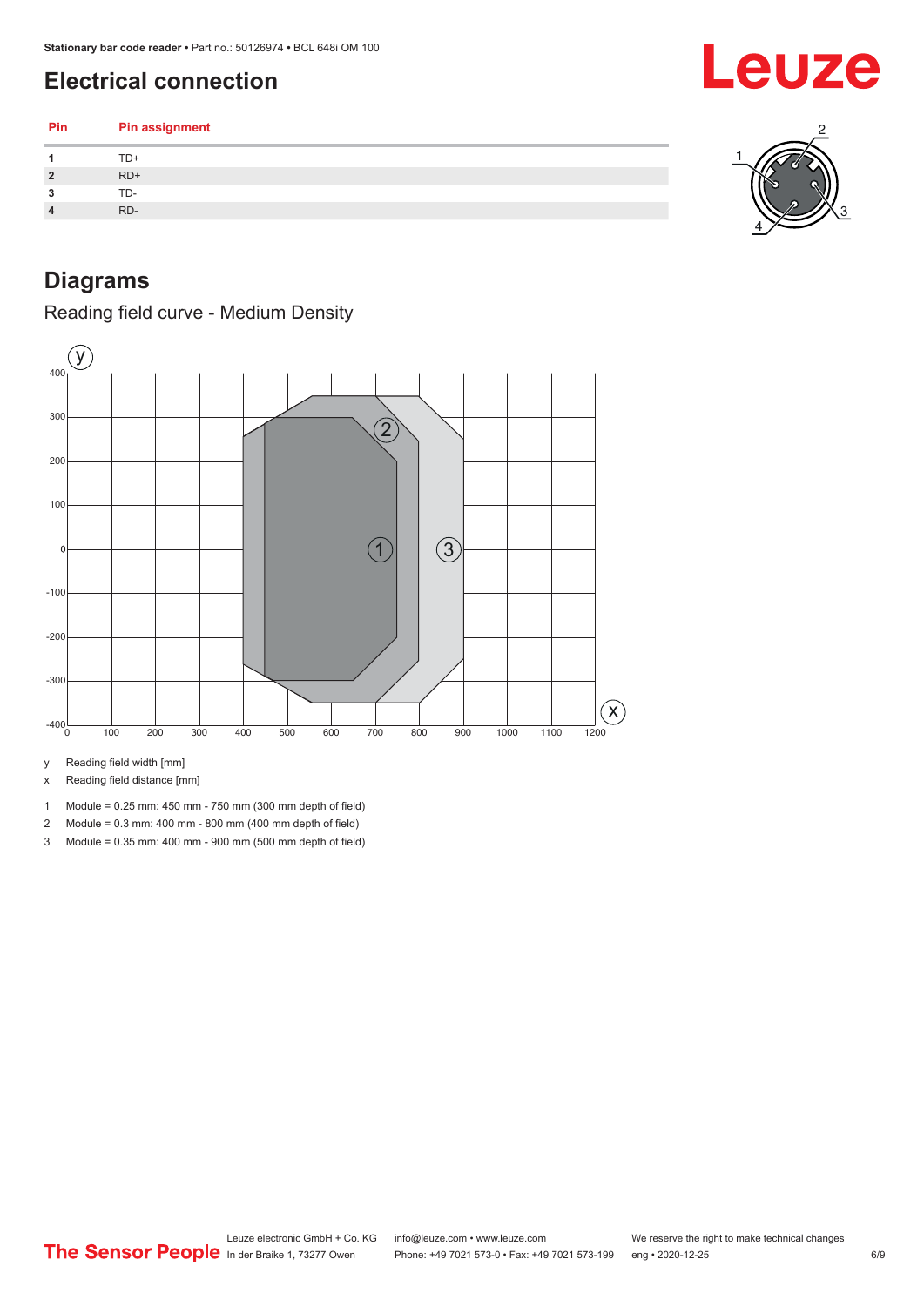## Electrical connection

| Pin | Pin assignment |
|---|---|
| 1 | TD+ |
| 2 | RD+ |
| 3 | TD- |
| 4 | RD- |

## Diagrams

### Reading field curve - Medium Density

y Reading field width [mm]

x Reading field distance [mm]

1 Module = 0.25 mm: 450 mm - 750 mm (300 mm depth of field)

2 Module = 0.3 mm: 400 mm - 800 mm (400 mm depth of field)

3 Module = 0.35 mm: 400 mm - 900 mm (500 mm depth of field)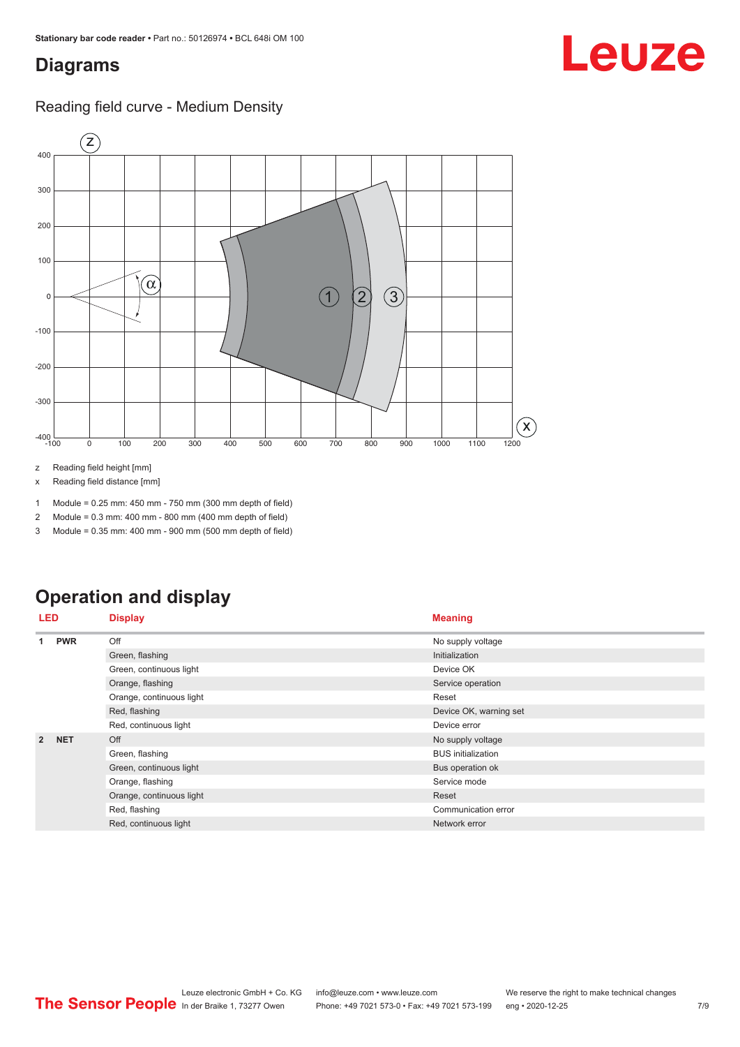# Diagrams

## Reading field curve - Medium Density

z Reading field height [mm]

x Reading field distance [mm]

1 Module = 0.25 mm: 450 mm - 750 mm (300 mm depth of field)

2 Module = 0.3 mm: 400 mm - 800 mm (400 mm depth of field)

3 Module = 0.35 mm: 400 mm - 900 mm (500 mm depth of field)

# Operation and display

| LED | | Display | Meaning |
|---|---|---|---|
| 1 | PWR | Off | No supply voltage |
| | | Green, flashing | Initialization |
| | | Green, continuous light | Device OK |
| | | Orange, flashing | Service operation |
| | | Orange, continuous light | Reset |
| | | Red, flashing | Device OK, warning set |
| | | Red, continuous light | Device error |
| 2 | NET | Off | No supply voltage |
| | | Green, flashing | BUS initialization |
| | | Green, continuous light | Bus operation ok |
| | | Orange, flashing | Service mode |
| | | Orange, continuous light | Reset |
| | | Red, flashing | Communication error |
| | | Red, continuous light | Network error |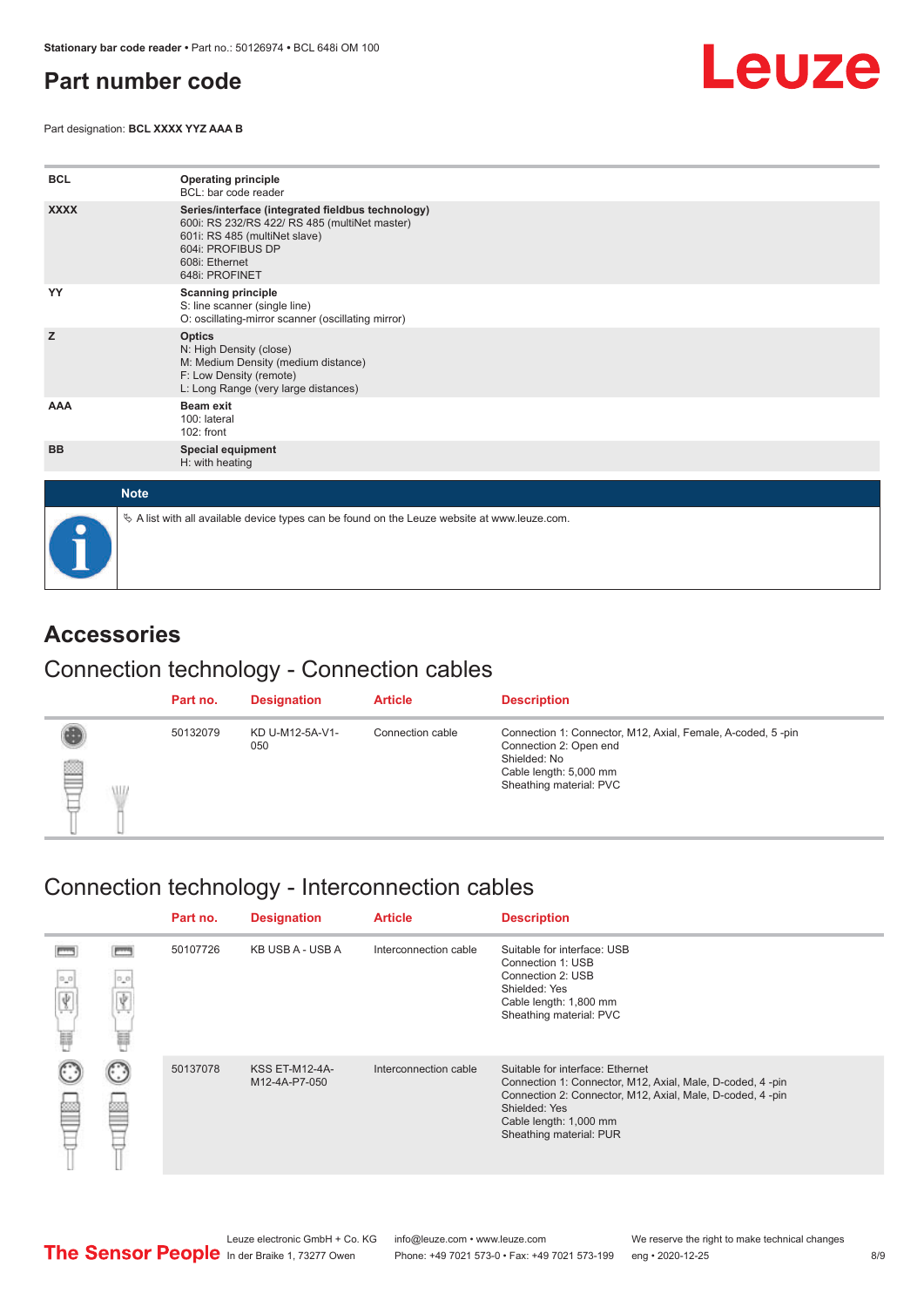# Part number code

Part designation: **BCL XXXX YYZ AAA B**

| | |
|---|---|
| **BCL** | **Operating principle**<br>BCL: bar code reader |
| **XXXX** | **Series/interface (integrated fieldbus technology)**<br>600i: RS 232/RS 422/ RS 485 (multiNet master)<br>601i: RS 485 (multiNet slave)<br>604i: PROFIBUS DP<br>608i: Ethernet<br>648i: PROFINET |
| **YY** | **Scanning principle**<br>S: line scanner (single line)<br>O: oscillating-mirror scanner (oscillating mirror) |
| **Z** | **Optics**<br>N: High Density (close)<br>M: Medium Density (medium distance)<br>F: Low Density (remote)<br>L: Long Range (very large distances) |
| **AAA** | **Beam exit**<br>100: lateral<br>102: front |
| **BB** | **Special equipment**<br>H: with heating |

**Note**

↳ A list with all available device types can be found on the Leuze website at www.leuze.com.

# Accessories

## Connection technology - Connection cables

| Part no. | Designation | Article | Description |
|---|---|---|---|
| 50132079 | KD U-M12-5A-V1-050 | Connection cable | Connection 1: Connector, M12, Axial, Female, A-coded, 5 -pin<br>Connection 2: Open end<br>Shielded: No<br>Cable length: 5,000 mm<br>Sheathing material: PVC |

## Connection technology - Interconnection cables

| Part no. | Designation | Article | Description |
|---|---|---|---|
| 50107726 | KB USB A - USB A | Interconnection cable | Suitable for interface: USB<br>Connection 1: USB<br>Connection 2: USB<br>Shielded: Yes<br>Cable length: 1,800 mm<br>Sheathing material: PVC |
| 50137078 | KSS ET-M12-4A-M12-4A-P7-050 | Interconnection cable | Suitable for interface: Ethernet<br>Connection 1: Connector, M12, Axial, Male, D-coded, 4 -pin<br>Connection 2: Connector, M12, Axial, Male, D-coded, 4 -pin<br>Shielded: Yes<br>Cable length: 1,000 mm<br>Sheathing material: PUR |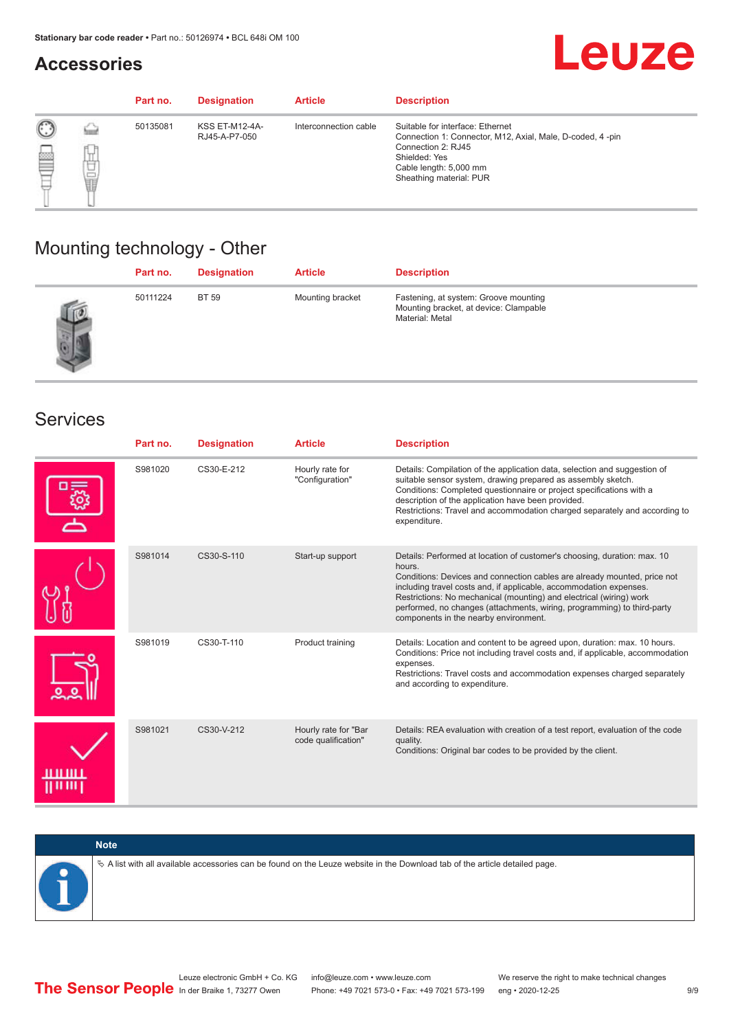## Accessories

| Part no. | Designation | Article | Description |
|---|---|---|---|
| 50135081 | KSS ET-M12-4A-RJ45-A-P7-050 | Interconnection cable | Suitable for interface: Ethernet<br>Connection 1: Connector, M12, Axial, Male, D-coded, 4 -pin<br>Connection 2: RJ45<br>Shielded: Yes<br>Cable length: 5,000 mm<br>Sheathing material: PUR |

## Mounting technology - Other

| Part no. | Designation | Article | Description |
|---|---|---|---|
| 50111224 | BT 59 | Mounting bracket | Fastening, at system: Groove mounting<br>Mounting bracket, at device: Clampable<br>Material: Metal |

## Services

| Part no. | Designation | Article | Description |
|---|---|---|---|
| S981020 | CS30-E-212 | Hourly rate for "Configuration" | Details: Compilation of the application data, selection and suggestion of suitable sensor system, drawing prepared as assembly sketch.<br>Conditions: Completed questionnaire or project specifications with a description of the application have been provided.<br>Restrictions: Travel and accommodation charged separately and according to expenditure. |
| S981014 | CS30-S-110 | Start-up support | Details: Performed at location of customer's choosing, duration: max. 10 hours.<br>Conditions: Devices and connection cables are already mounted, price not including travel costs and, if applicable, accommodation expenses.<br>Restrictions: No mechanical (mounting) and electrical (wiring) work performed, no changes (attachments, wiring, programming) to third-party components in the nearby environment. |
| S981019 | CS30-T-110 | Product training | Details: Location and content to be agreed upon, duration: max. 10 hours.<br>Conditions: Price not including travel costs and, if applicable, accommodation expenses.<br>Restrictions: Travel costs and accommodation expenses charged separately and according to expenditure. |
| S981021 | CS30-V-212 | Hourly rate for "Bar code qualification" | Details: REA evaluation with creation of a test report, evaluation of the code quality.<br>Conditions: Original bar codes to be provided by the client. |

**Note**

A list with all available accessories can be found on the Leuze website in the Download tab of the article detailed page.